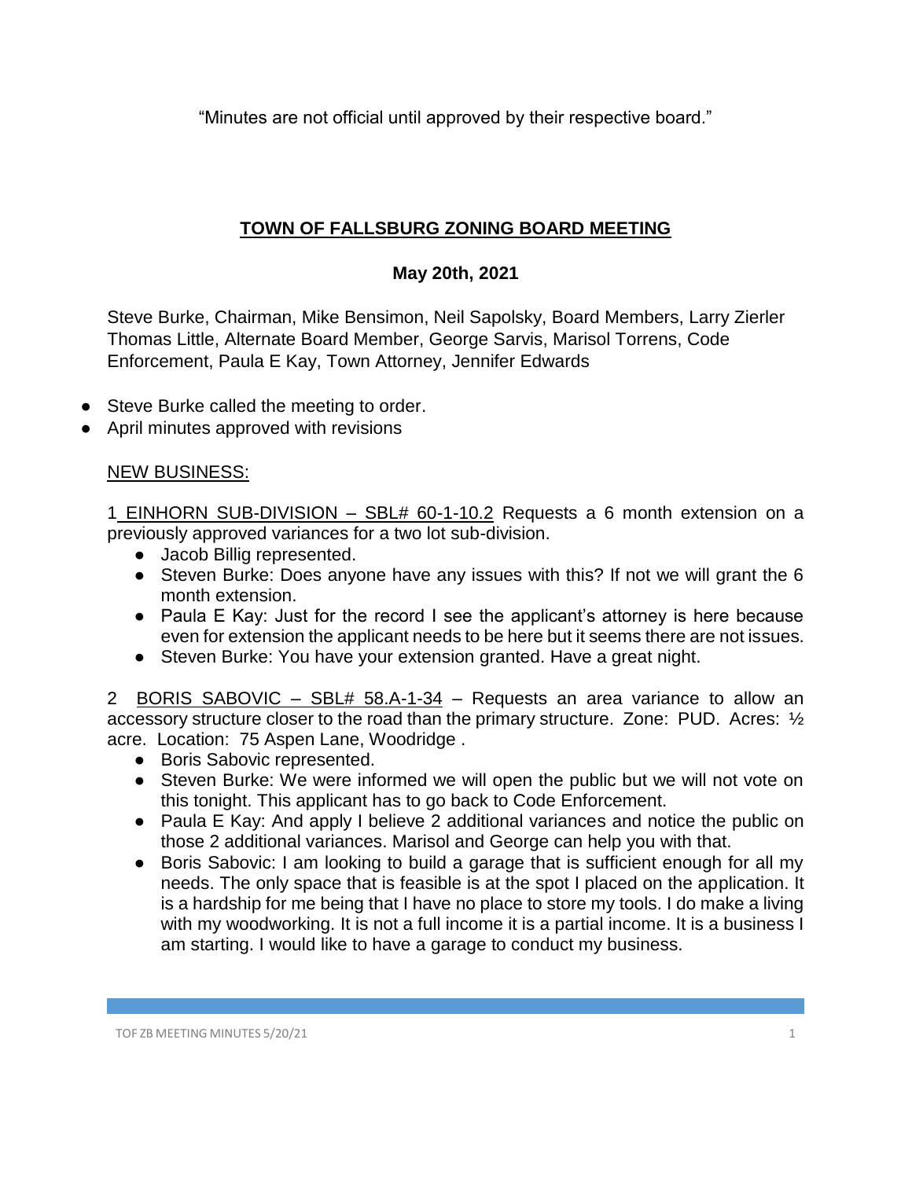"Minutes are not official until approved by their respective board."

# TOWN OF FALLSBURG ZONING BOARD MEETING

## May 20th, 2021

Steve Burke, Chairman, Mike Bensimon, Neil Sapolsky, Board Members, Larry Zierler Thomas Little, Alternate Board Member, George Sarvis, Marisol Torrens, Code Enforcement, Paula E Kay, Town Attorney, Jennifer Edwards

- Steve Burke called the meeting to order.
- April minutes approved with revisions

NEW BUSINESS:

1 EINHORN SUB-DIVISION – SBL# 60-1-10.2 Requests a 6 month extension on a previously approved variances for a two lot sub-division.

- Jacob Billig represented.
- Steven Burke: Does anyone have any issues with this? If not we will grant the 6 month extension.
- Paula E Kay: Just for the record I see the applicant's attorney is here because even for extension the applicant needs to be here but it seems there are not issues.
- Steven Burke: You have your extension granted. Have a great night.

2 BORIS SABOVIC – SBL# 58.A-1-34 – Requests an area variance to allow an accessory structure closer to the road than the primary structure. Zone: PUD. Acres: ½ acre. Location: 75 Aspen Lane, Woodridge .

- Boris Sabovic represented.
- Steven Burke: We were informed we will open the public but we will not vote on this tonight. This applicant has to go back to Code Enforcement.
- Paula E Kay: And apply I believe 2 additional variances and notice the public on those 2 additional variances. Marisol and George can help you with that.
- Boris Sabovic: I am looking to build a garage that is sufficient enough for all my needs. The only space that is feasible is at the spot I placed on the application. It is a hardship for me being that I have no place to store my tools. I do make a living with my woodworking. It is not a full income it is a partial income. It is a business I am starting. I would like to have a garage to conduct my business.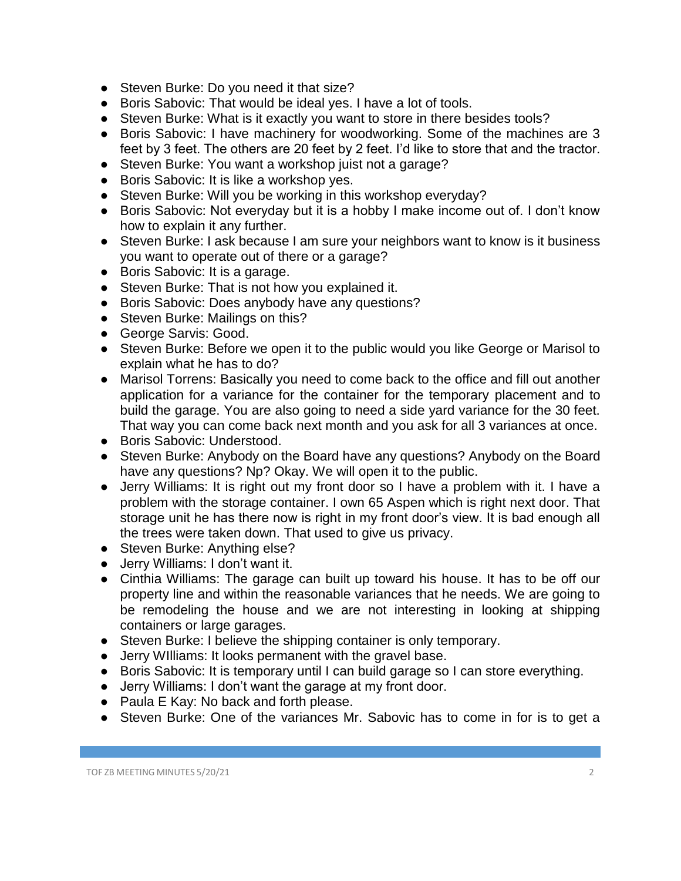- Steven Burke: Do you need it that size?
- Boris Sabovic: That would be ideal yes. I have a lot of tools.
- Steven Burke: What is it exactly you want to store in there besides tools?
- Boris Sabovic: I have machinery for woodworking. Some of the machines are 3 feet by 3 feet. The others are 20 feet by 2 feet. I'd like to store that and the tractor.
- Steven Burke: You want a workshop juist not a garage?
- Boris Sabovic: It is like a workshop yes.
- Steven Burke: Will you be working in this workshop everyday?
- Boris Sabovic: Not everyday but it is a hobby I make income out of. I don't know how to explain it any further.
- Steven Burke: I ask because I am sure your neighbors want to know is it business you want to operate out of there or a garage?
- Boris Sabovic: It is a garage.
- Steven Burke: That is not how you explained it.
- Boris Sabovic: Does anybody have any questions?
- Steven Burke: Mailings on this?
- George Sarvis: Good.
- Steven Burke: Before we open it to the public would you like George or Marisol to explain what he has to do?
- Marisol Torrens: Basically you need to come back to the office and fill out another application for a variance for the container for the temporary placement and to build the garage. You are also going to need a side yard variance for the 30 feet. That way you can come back next month and you ask for all 3 variances at once.
- Boris Sabovic: Understood.
- Steven Burke: Anybody on the Board have any questions? Anybody on the Board have any questions? Np? Okay. We will open it to the public.
- Jerry Williams: It is right out my front door so I have a problem with it. I have a problem with the storage container. I own 65 Aspen which is right next door. That storage unit he has there now is right in my front door's view. It is bad enough all the trees were taken down. That used to give us privacy.
- Steven Burke: Anything else?
- Jerry Williams: I don't want it.
- Cinthia Williams: The garage can built up toward his house. It has to be off our property line and within the reasonable variances that he needs. We are going to be remodeling the house and we are not interesting in looking at shipping containers or large garages.
- Steven Burke: I believe the shipping container is only temporary.
- Jerry WIlliams: It looks permanent with the gravel base.
- Boris Sabovic: It is temporary until I can build garage so I can store everything.
- Jerry Williams: I don't want the garage at my front door.
- Paula E Kay: No back and forth please.
- Steven Burke: One of the variances Mr. Sabovic has to come in for is to get a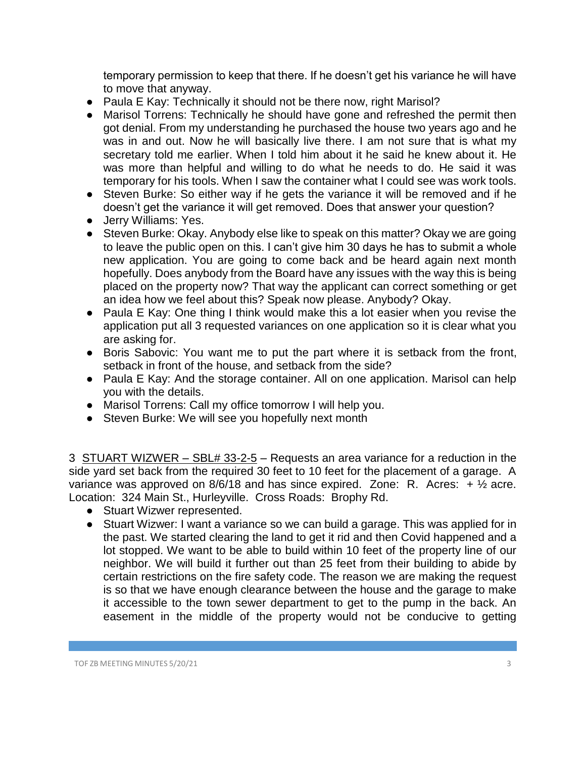temporary permission to keep that there. If he doesn't get his variance he will have to move that anyway.

- Paula E Kay: Technically it should not be there now, right Marisol?
- Marisol Torrens: Technically he should have gone and refreshed the permit then got denial. From my understanding he purchased the house two years ago and he was in and out. Now he will basically live there. I am not sure that is what my secretary told me earlier. When I told him about it he said he knew about it. He was more than helpful and willing to do what he needs to do. He said it was temporary for his tools. When I saw the container what I could see was work tools.
- Steven Burke: So either way if he gets the variance it will be removed and if he doesn't get the variance it will get removed. Does that answer your question?
- Jerry Williams: Yes.
- Steven Burke: Okay. Anybody else like to speak on this matter? Okay we are going to leave the public open on this. I can't give him 30 days he has to submit a whole new application. You are going to come back and be heard again next month hopefully. Does anybody from the Board have any issues with the way this is being placed on the property now? That way the applicant can correct something or get an idea how we feel about this? Speak now please. Anybody? Okay.
- Paula E Kay: One thing I think would make this a lot easier when you revise the application put all 3 requested variances on one application so it is clear what you are asking for.
- Boris Sabovic: You want me to put the part where it is setback from the front, setback in front of the house, and setback from the side?
- Paula E Kay: And the storage container. All on one application. Marisol can help you with the details.
- Marisol Torrens: Call my office tomorrow I will help you.
- Steven Burke: We will see you hopefully next month

3 STUART WIZWER – SBL# 33-2-5 – Requests an area variance for a reduction in the side yard set back from the required 30 feet to 10 feet for the placement of a garage. A variance was approved on 8/6/18 and has since expired. Zone: R. Acres: + ½ acre. Location: 324 Main St., Hurleyville. Cross Roads: Brophy Rd.

- Stuart Wizwer represented.
- Stuart Wizwer: I want a variance so we can build a garage. This was applied for in the past. We started clearing the land to get it rid and then Covid happened and a lot stopped. We want to be able to build within 10 feet of the property line of our neighbor. We will build it further out than 25 feet from their building to abide by certain restrictions on the fire safety code. The reason we are making the request is so that we have enough clearance between the house and the garage to make it accessible to the town sewer department to get to the pump in the back. An easement in the middle of the property would not be conducive to getting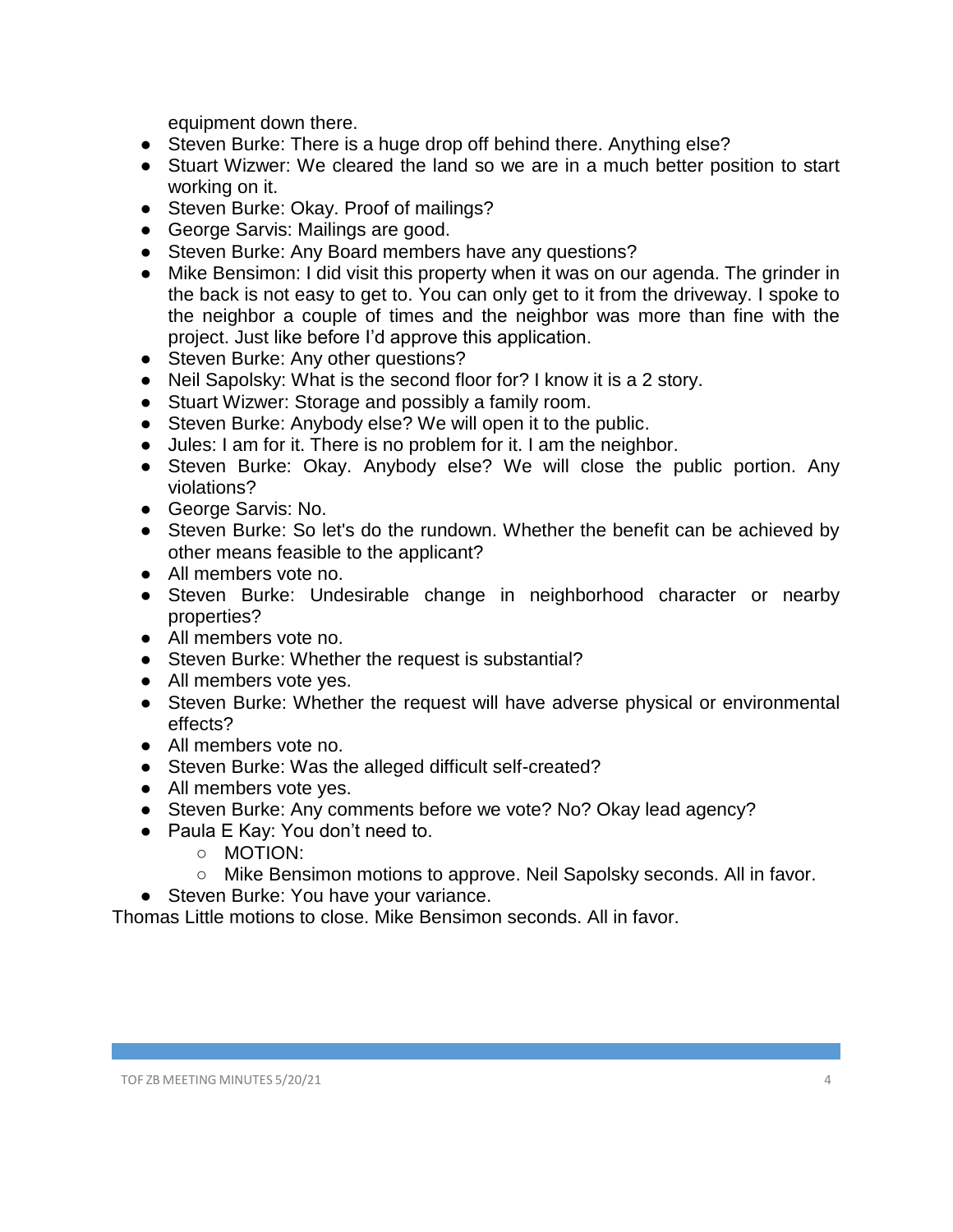equipment down there.

- Steven Burke: There is a huge drop off behind there. Anything else?
- Stuart Wizwer: We cleared the land so we are in a much better position to start working on it.
- Steven Burke: Okay. Proof of mailings?
- George Sarvis: Mailings are good.
- Steven Burke: Any Board members have any questions?
- Mike Bensimon: I did visit this property when it was on our agenda. The grinder in the back is not easy to get to. You can only get to it from the driveway. I spoke to the neighbor a couple of times and the neighbor was more than fine with the project. Just like before I'd approve this application.
- Steven Burke: Any other questions?
- Neil Sapolsky: What is the second floor for? I know it is a 2 story.
- Stuart Wizwer: Storage and possibly a family room.
- Steven Burke: Anybody else? We will open it to the public.
- Jules: I am for it. There is no problem for it. I am the neighbor.
- Steven Burke: Okay. Anybody else? We will close the public portion. Any violations?
- George Sarvis: No.
- Steven Burke: So let's do the rundown. Whether the benefit can be achieved by other means feasible to the applicant?
- All members vote no.
- Steven Burke: Undesirable change in neighborhood character or nearby properties?
- All members vote no.
- Steven Burke: Whether the request is substantial?
- All members vote yes.
- Steven Burke: Whether the request will have adverse physical or environmental effects?
- All members vote no.
- Steven Burke: Was the alleged difficult self-created?
- All members vote yes.
- Steven Burke: Any comments before we vote? No? Okay lead agency?
- Paula E Kay: You don't need to.
    - MOTION:
    - Mike Bensimon motions to approve. Neil Sapolsky seconds. All in favor.
- Steven Burke: You have your variance.

Thomas Little motions to close. Mike Bensimon seconds. All in favor.